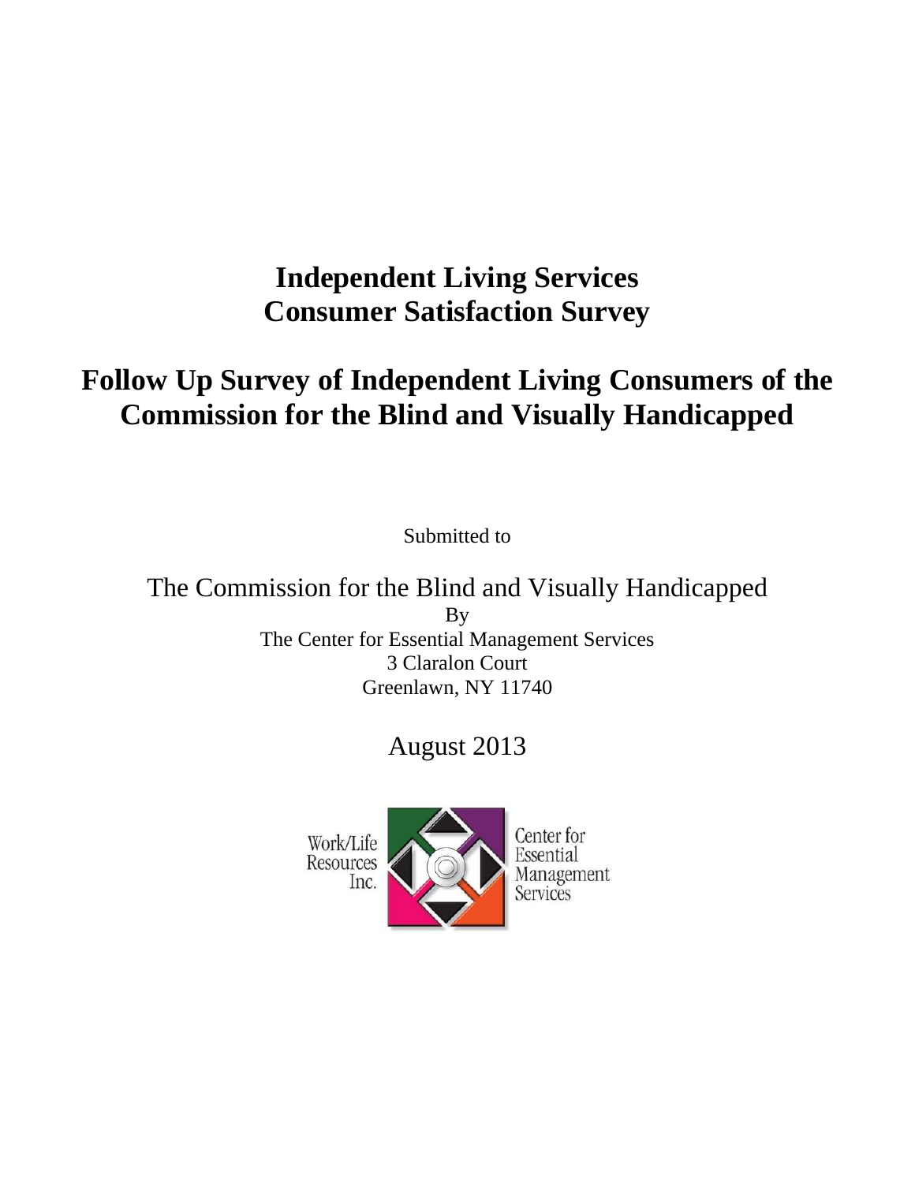# Independent Living Services
# Consumer Satisfaction Survey

## Follow Up Survey of Independent Living Consumers of the Commission for the Blind and Visually Handicapped

Submitted to

The Commission for the Blind and Visually Handicapped

By

The Center for Essential Management Services

3 Claralon Court

Greenlawn, NY 11740

August 2013

Work/Life Resources Inc.

Center for Essential Management Services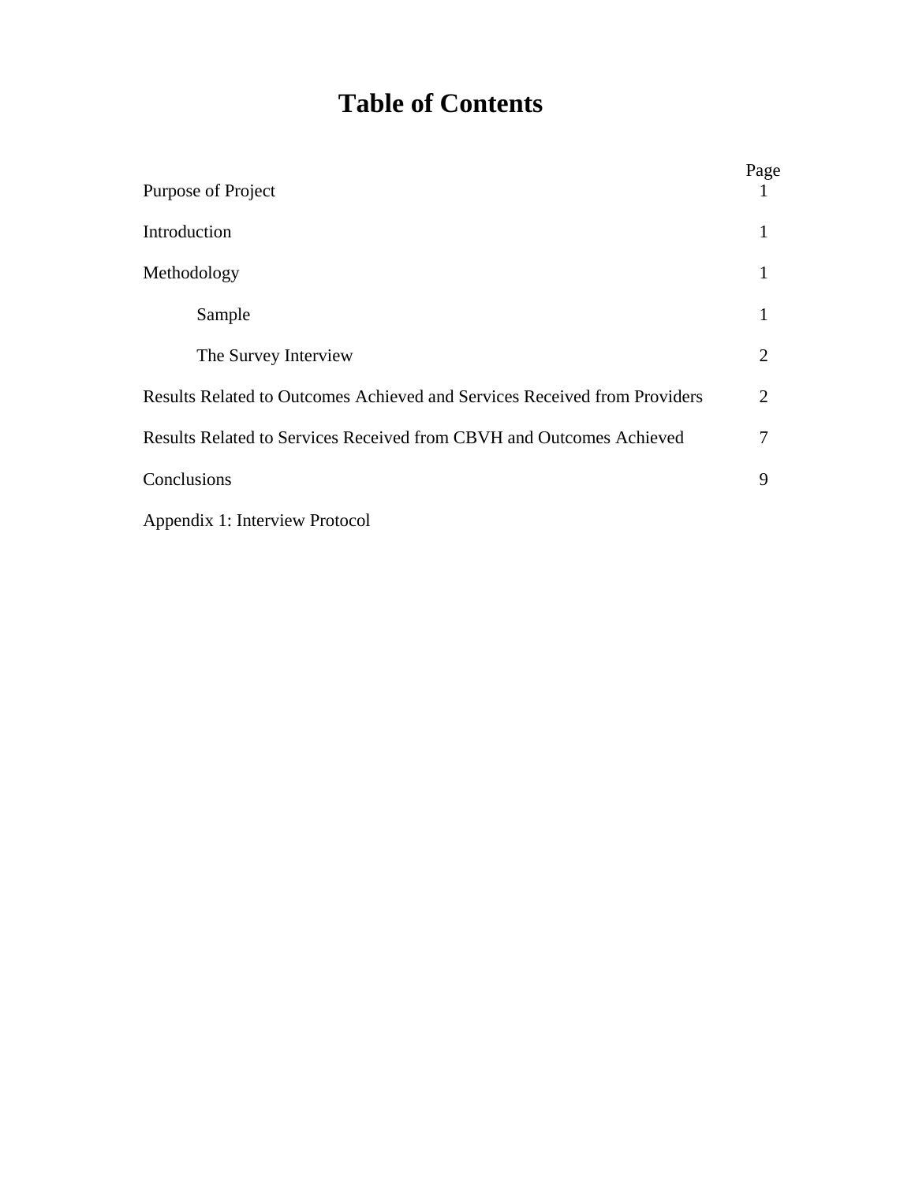# Table of Contents

| | Page |
|---|---|
| Purpose of Project | 1 |
| Introduction | 1 |
| Methodology | 1 |
| Sample | 1 |
| The Survey Interview | 2 |
| Results Related to Outcomes Achieved and Services Received from Providers | 2 |
| Results Related to Services Received from CBVH and Outcomes Achieved | 7 |
| Conclusions | 9 |
| Appendix 1: Interview Protocol | |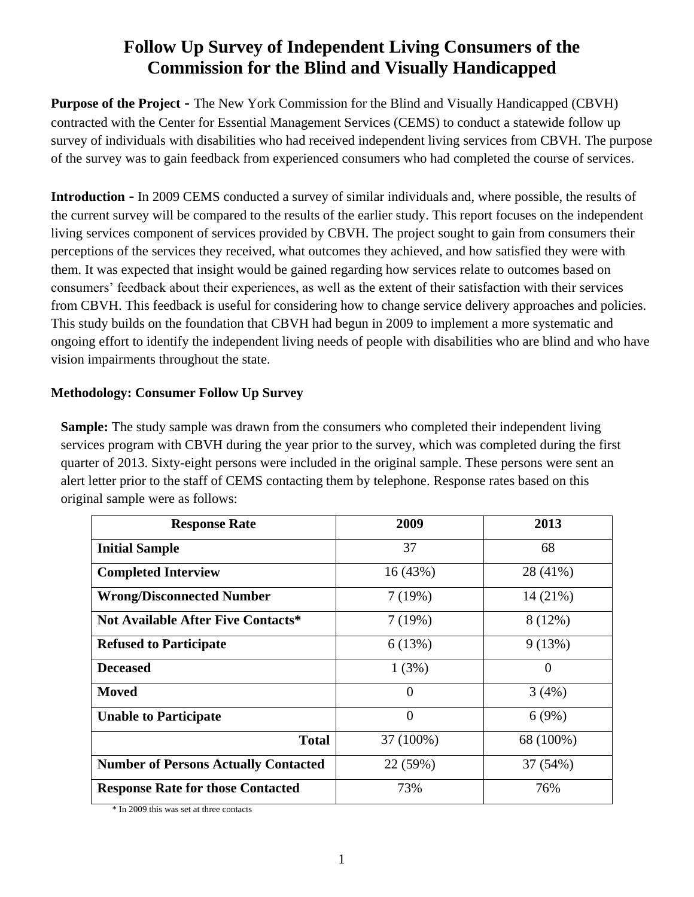# Follow Up Survey of Independent Living Consumers of the Commission for the Blind and Visually Handicapped

**Purpose of the Project -** The New York Commission for the Blind and Visually Handicapped (CBVH) contracted with the Center for Essential Management Services (CEMS) to conduct a statewide follow up survey of individuals with disabilities who had received independent living services from CBVH. The purpose of the survey was to gain feedback from experienced consumers who had completed the course of services.

**Introduction -** In 2009 CEMS conducted a survey of similar individuals and, where possible, the results of the current survey will be compared to the results of the earlier study. This report focuses on the independent living services component of services provided by CBVH. The project sought to gain from consumers their perceptions of the services they received, what outcomes they achieved, and how satisfied they were with them. It was expected that insight would be gained regarding how services relate to outcomes based on consumers' feedback about their experiences, as well as the extent of their satisfaction with their services from CBVH. This feedback is useful for considering how to change service delivery approaches and policies. This study builds on the foundation that CBVH had begun in 2009 to implement a more systematic and ongoing effort to identify the independent living needs of people with disabilities who are blind and who have vision impairments throughout the state.

### Methodology: Consumer Follow Up Survey

**Sample:** The study sample was drawn from the consumers who completed their independent living services program with CBVH during the year prior to the survey, which was completed during the first quarter of 2013. Sixty-eight persons were included in the original sample. These persons were sent an alert letter prior to the staff of CEMS contacting them by telephone. Response rates based on this original sample were as follows:

| Response Rate | 2009 | 2013 |
|---|---|---|
| **Initial Sample** | 37 | 68 |
| **Completed Interview** | 16 (43%) | 28 (41%) |
| **Wrong/Disconnected Number** | 7 (19%) | 14 (21%) |
| **Not Available After Five Contacts*** | 7 (19%) | 8 (12%) |
| **Refused to Participate** | 6 (13%) | 9 (13%) |
| **Deceased** | 1 (3%) | 0 |
| **Moved** | 0 | 3 (4%) |
| **Unable to Participate** | 0 | 6 (9%) |
| **Total** | 37 (100%) | 68 (100%) |
| **Number of Persons Actually Contacted** | 22 (59%) | 37 (54%) |
| **Response Rate for those Contacted** | 73% | 76% |

* In 2009 this was set at three contacts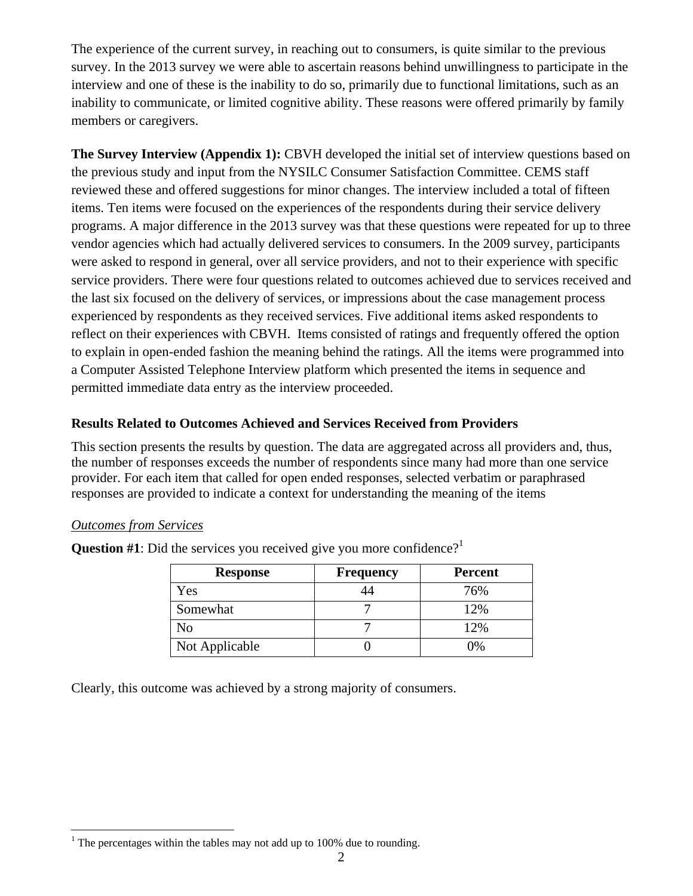The experience of the current survey, in reaching out to consumers, is quite similar to the previous survey. In the 2013 survey we were able to ascertain reasons behind unwillingness to participate in the interview and one of these is the inability to do so, primarily due to functional limitations, such as an inability to communicate, or limited cognitive ability. These reasons were offered primarily by family members or caregivers.

**The Survey Interview (Appendix 1):** CBVH developed the initial set of interview questions based on the previous study and input from the NYSILC Consumer Satisfaction Committee. CEMS staff reviewed these and offered suggestions for minor changes. The interview included a total of fifteen items. Ten items were focused on the experiences of the respondents during their service delivery programs. A major difference in the 2013 survey was that these questions were repeated for up to three vendor agencies which had actually delivered services to consumers. In the 2009 survey, participants were asked to respond in general, over all service providers, and not to their experience with specific service providers. There were four questions related to outcomes achieved due to services received and the last six focused on the delivery of services, or impressions about the case management process experienced by respondents as they received services. Five additional items asked respondents to reflect on their experiences with CBVH. Items consisted of ratings and frequently offered the option to explain in open-ended fashion the meaning behind the ratings. All the items were programmed into a Computer Assisted Telephone Interview platform which presented the items in sequence and permitted immediate data entry as the interview proceeded.

### Results Related to Outcomes Achieved and Services Received from Providers

This section presents the results by question. The data are aggregated across all providers and, thus, the number of responses exceeds the number of respondents since many had more than one service provider. For each item that called for open ended responses, selected verbatim or paraphrased responses are provided to indicate a context for understanding the meaning of the items

_Outcomes from Services_

**Question #1**: Did the services you received give you more confidence?[1]

| Response | Frequency | Percent |
|---|---|---|
| Yes | 44 | 76% |
| Somewhat | 7 | 12% |
| No | 7 | 12% |
| Not Applicable | 0 | 0% |

Clearly, this outcome was achieved by a strong majority of consumers.

[1] The percentages within the tables may not add up to 100% due to rounding.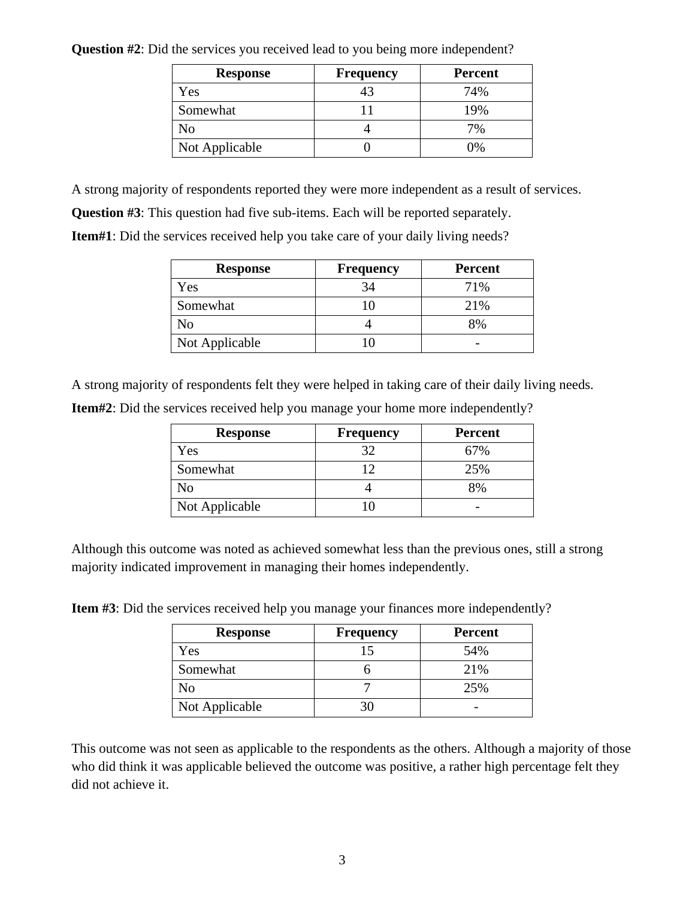**Question #2**: Did the services you received lead to you being more independent?

| Response | Frequency | Percent |
|---|---|---|
| Yes | 43 | 74% |
| Somewhat | 11 | 19% |
| No | 4 | 7% |
| Not Applicable | 0 | 0% |

A strong majority of respondents reported they were more independent as a result of services.

**Question #3**: This question had five sub-items. Each will be reported separately.

**Item#1**: Did the services received help you take care of your daily living needs?

| Response | Frequency | Percent |
|---|---|---|
| Yes | 34 | 71% |
| Somewhat | 10 | 21% |
| No | 4 | 8% |
| Not Applicable | 10 | - |

A strong majority of respondents felt they were helped in taking care of their daily living needs.

**Item#2**: Did the services received help you manage your home more independently?

| Response | Frequency | Percent |
|---|---|---|
| Yes | 32 | 67% |
| Somewhat | 12 | 25% |
| No | 4 | 8% |
| Not Applicable | 10 | - |

Although this outcome was noted as achieved somewhat less than the previous ones, still a strong majority indicated improvement in managing their homes independently.

**Item #3**: Did the services received help you manage your finances more independently?

| Response | Frequency | Percent |
|---|---|---|
| Yes | 15 | 54% |
| Somewhat | 6 | 21% |
| No | 7 | 25% |
| Not Applicable | 30 | - |

This outcome was not seen as applicable to the respondents as the others. Although a majority of those who did think it was applicable believed the outcome was positive, a rather high percentage felt they did not achieve it.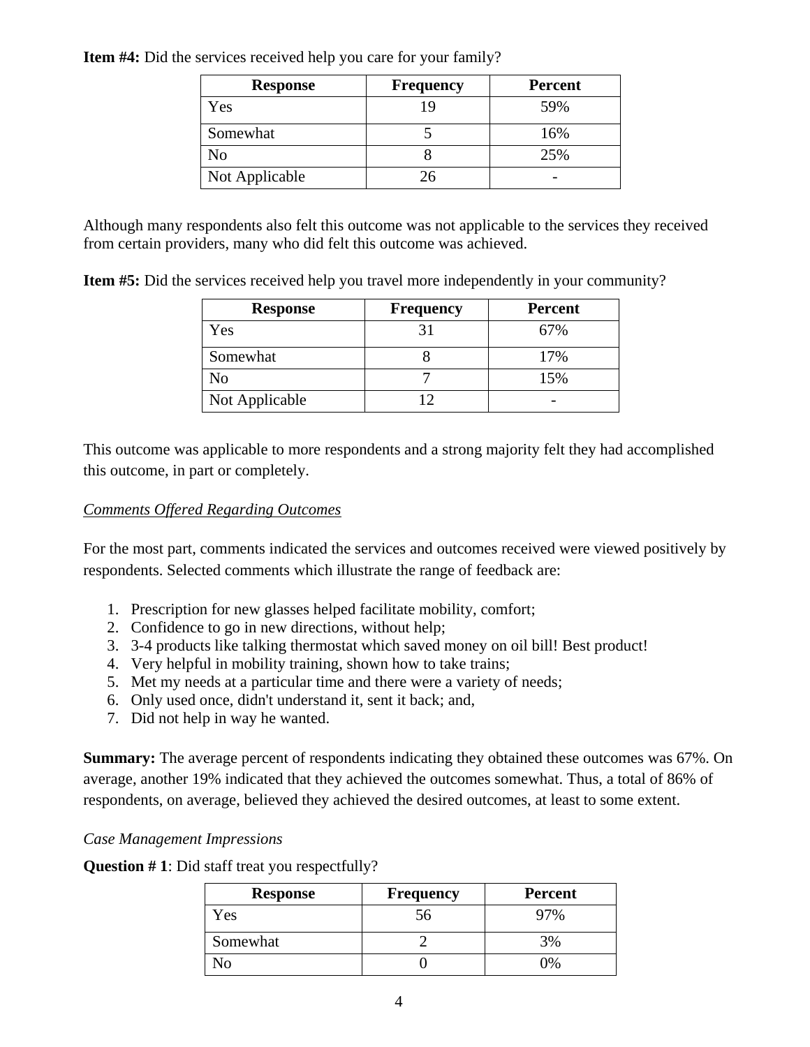**Item #4:** Did the services received help you care for your family?

| Response | Frequency | Percent |
|---|---|---|
| Yes | 19 | 59% |
| Somewhat | 5 | 16% |
| No | 8 | 25% |
| Not Applicable | 26 | - |

Although many respondents also felt this outcome was not applicable to the services they received from certain providers, many who did felt this outcome was achieved.

**Item #5:** Did the services received help you travel more independently in your community?

| Response | Frequency | Percent |
|---|---|---|
| Yes | 31 | 67% |
| Somewhat | 8 | 17% |
| No | 7 | 15% |
| Not Applicable | 12 | - |

This outcome was applicable to more respondents and a strong majority felt they had accomplished this outcome, in part or completely.

*Comments Offered Regarding Outcomes*

For the most part, comments indicated the services and outcomes received were viewed positively by respondents. Selected comments which illustrate the range of feedback are:

1. Prescription for new glasses helped facilitate mobility, comfort;
2. Confidence to go in new directions, without help;
3. 3-4 products like talking thermostat which saved money on oil bill! Best product!
4. Very helpful in mobility training, shown how to take trains;
5. Met my needs at a particular time and there were a variety of needs;
6. Only used once, didn't understand it, sent it back; and,
7. Did not help in way he wanted.

**Summary:** The average percent of respondents indicating they obtained these outcomes was 67%. On average, another 19% indicated that they achieved the outcomes somewhat. Thus, a total of 86% of respondents, on average, believed they achieved the desired outcomes, at least to some extent.

*Case Management Impressions*

**Question # 1**: Did staff treat you respectfully?

| Response | Frequency | Percent |
|---|---|---|
| Yes | 56 | 97% |
| Somewhat | 2 | 3% |
| No | 0 | 0% |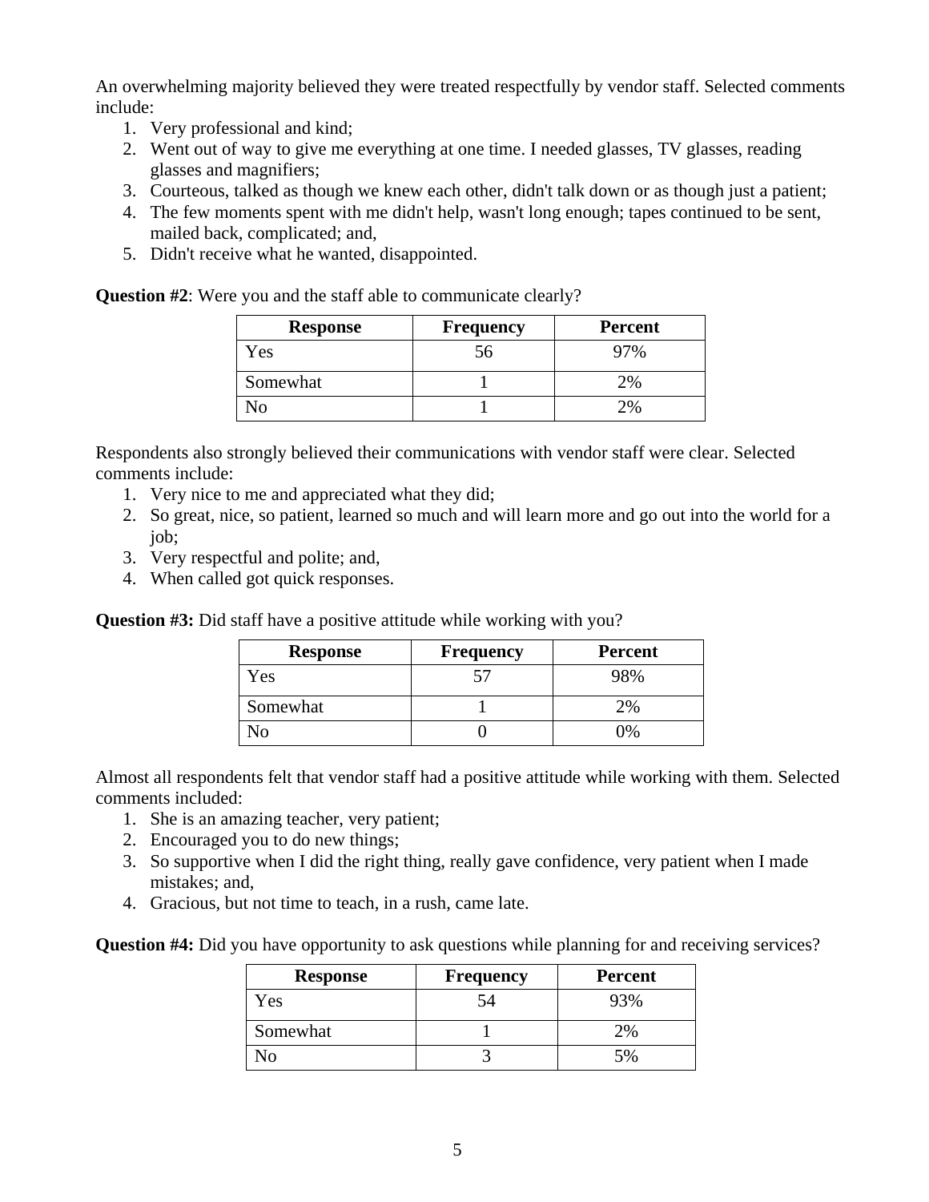An overwhelming majority believed they were treated respectfully by vendor staff. Selected comments include:

1. Very professional and kind;
2. Went out of way to give me everything at one time. I needed glasses, TV glasses, reading glasses and magnifiers;
3. Courteous, talked as though we knew each other, didn't talk down or as though just a patient;
4. The few moments spent with me didn't help, wasn't long enough; tapes continued to be sent, mailed back, complicated; and,
5. Didn't receive what he wanted, disappointed.

**Question #2**: Were you and the staff able to communicate clearly?

| Response | Frequency | Percent |
|---|---|---|
| Yes | 56 | 97% |
| Somewhat | 1 | 2% |
| No | 1 | 2% |

Respondents also strongly believed their communications with vendor staff were clear. Selected comments include:

1. Very nice to me and appreciated what they did;
2. So great, nice, so patient, learned so much and will learn more and go out into the world for a job;
3. Very respectful and polite; and,
4. When called got quick responses.

**Question #3:** Did staff have a positive attitude while working with you?

| Response | Frequency | Percent |
|---|---|---|
| Yes | 57 | 98% |
| Somewhat | 1 | 2% |
| No | 0 | 0% |

Almost all respondents felt that vendor staff had a positive attitude while working with them. Selected comments included:

1. She is an amazing teacher, very patient;
2. Encouraged you to do new things;
3. So supportive when I did the right thing, really gave confidence, very patient when I made mistakes; and,
4. Gracious, but not time to teach, in a rush, came late.

**Question #4:** Did you have opportunity to ask questions while planning for and receiving services?

| Response | Frequency | Percent |
|---|---|---|
| Yes | 54 | 93% |
| Somewhat | 1 | 2% |
| No | 3 | 5% |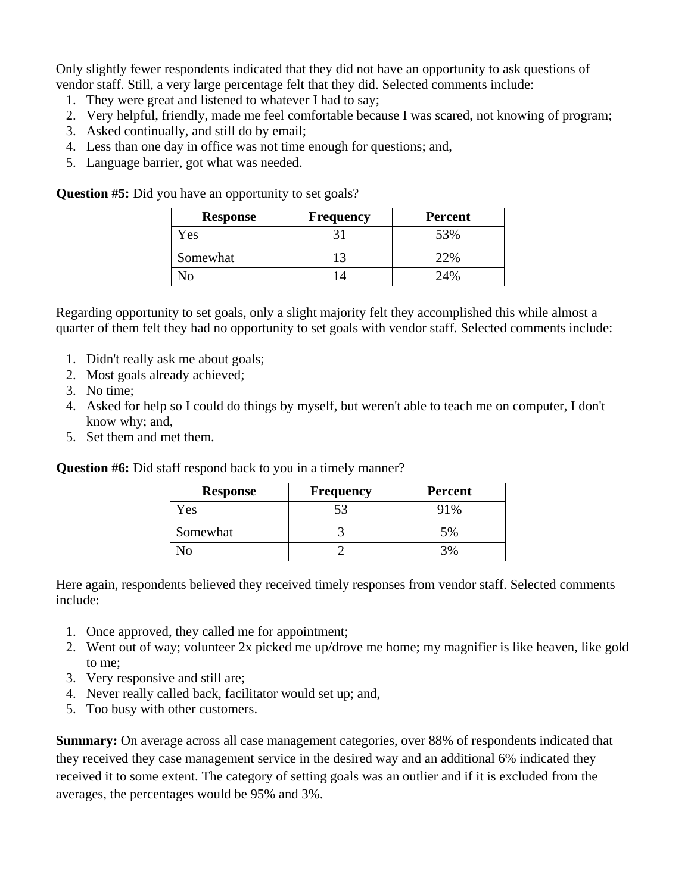Only slightly fewer respondents indicated that they did not have an opportunity to ask questions of vendor staff. Still, a very large percentage felt that they did. Selected comments include:

1. They were great and listened to whatever I had to say;
2. Very helpful, friendly, made me feel comfortable because I was scared, not knowing of program;
3. Asked continually, and still do by email;
4. Less than one day in office was not time enough for questions; and,
5. Language barrier, got what was needed.

**Question #5:** Did you have an opportunity to set goals?

| Response | Frequency | Percent |
|---|---|---|
| Yes | 31 | 53% |
| Somewhat | 13 | 22% |
| No | 14 | 24% |

Regarding opportunity to set goals, only a slight majority felt they accomplished this while almost a quarter of them felt they had no opportunity to set goals with vendor staff. Selected comments include:

1. Didn't really ask me about goals;
2. Most goals already achieved;
3. No time;
4. Asked for help so I could do things by myself, but weren't able to teach me on computer, I don't know why; and,
5. Set them and met them.

**Question #6:** Did staff respond back to you in a timely manner?

| Response | Frequency | Percent |
|---|---|---|
| Yes | 53 | 91% |
| Somewhat | 3 | 5% |
| No | 2 | 3% |

Here again, respondents believed they received timely responses from vendor staff. Selected comments include:

1. Once approved, they called me for appointment;
2. Went out of way; volunteer 2x picked me up/drove me home; my magnifier is like heaven, like gold to me;
3. Very responsive and still are;
4. Never really called back, facilitator would set up; and,
5. Too busy with other customers.

**Summary:** On average across all case management categories, over 88% of respondents indicated that they received they case management service in the desired way and an additional 6% indicated they received it to some extent. The category of setting goals was an outlier and if it is excluded from the averages, the percentages would be 95% and 3%.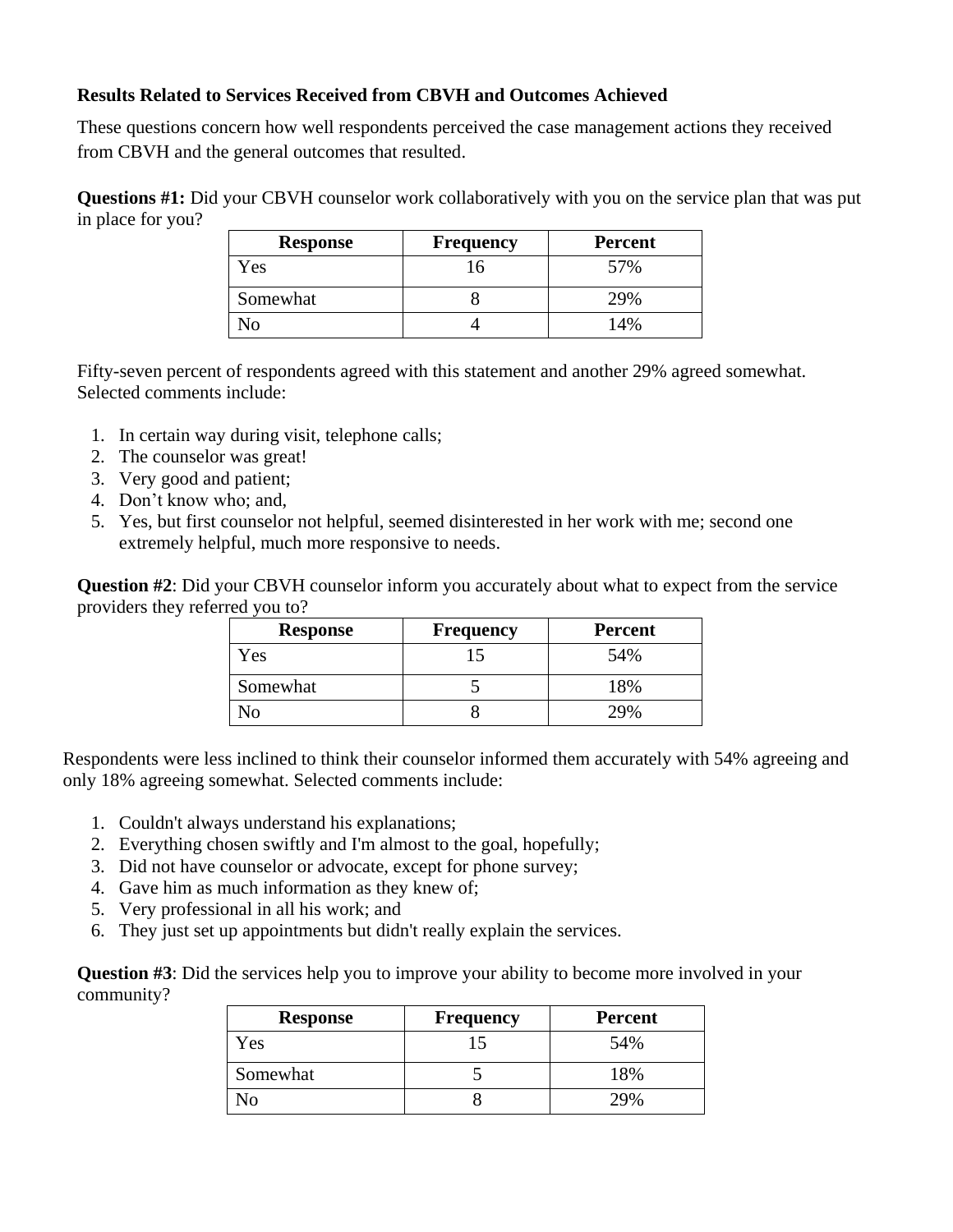**Results Related to Services Received from CBVH and Outcomes Achieved**

These questions concern how well respondents perceived the case management actions they received from CBVH and the general outcomes that resulted.

**Questions #1:** Did your CBVH counselor work collaboratively with you on the service plan that was put in place for you?

| Response | Frequency | Percent |
|---|---|---|
| Yes | 16 | 57% |
| Somewhat | 8 | 29% |
| No | 4 | 14% |

Fifty-seven percent of respondents agreed with this statement and another 29% agreed somewhat. Selected comments include:

1. In certain way during visit, telephone calls;
2. The counselor was great!
3. Very good and patient;
4. Don't know who; and,
5. Yes, but first counselor not helpful, seemed disinterested in her work with me; second one extremely helpful, much more responsive to needs.

**Question #2**: Did your CBVH counselor inform you accurately about what to expect from the service providers they referred you to?

| Response | Frequency | Percent |
|---|---|---|
| Yes | 15 | 54% |
| Somewhat | 5 | 18% |
| No | 8 | 29% |

Respondents were less inclined to think their counselor informed them accurately with 54% agreeing and only 18% agreeing somewhat. Selected comments include:

1. Couldn't always understand his explanations;
2. Everything chosen swiftly and I'm almost to the goal, hopefully;
3. Did not have counselor or advocate, except for phone survey;
4. Gave him as much information as they knew of;
5. Very professional in all his work; and
6. They just set up appointments but didn't really explain the services.

**Question #3**: Did the services help you to improve your ability to become more involved in your community?

| Response | Frequency | Percent |
|---|---|---|
| Yes | 15 | 54% |
| Somewhat | 5 | 18% |
| No | 8 | 29% |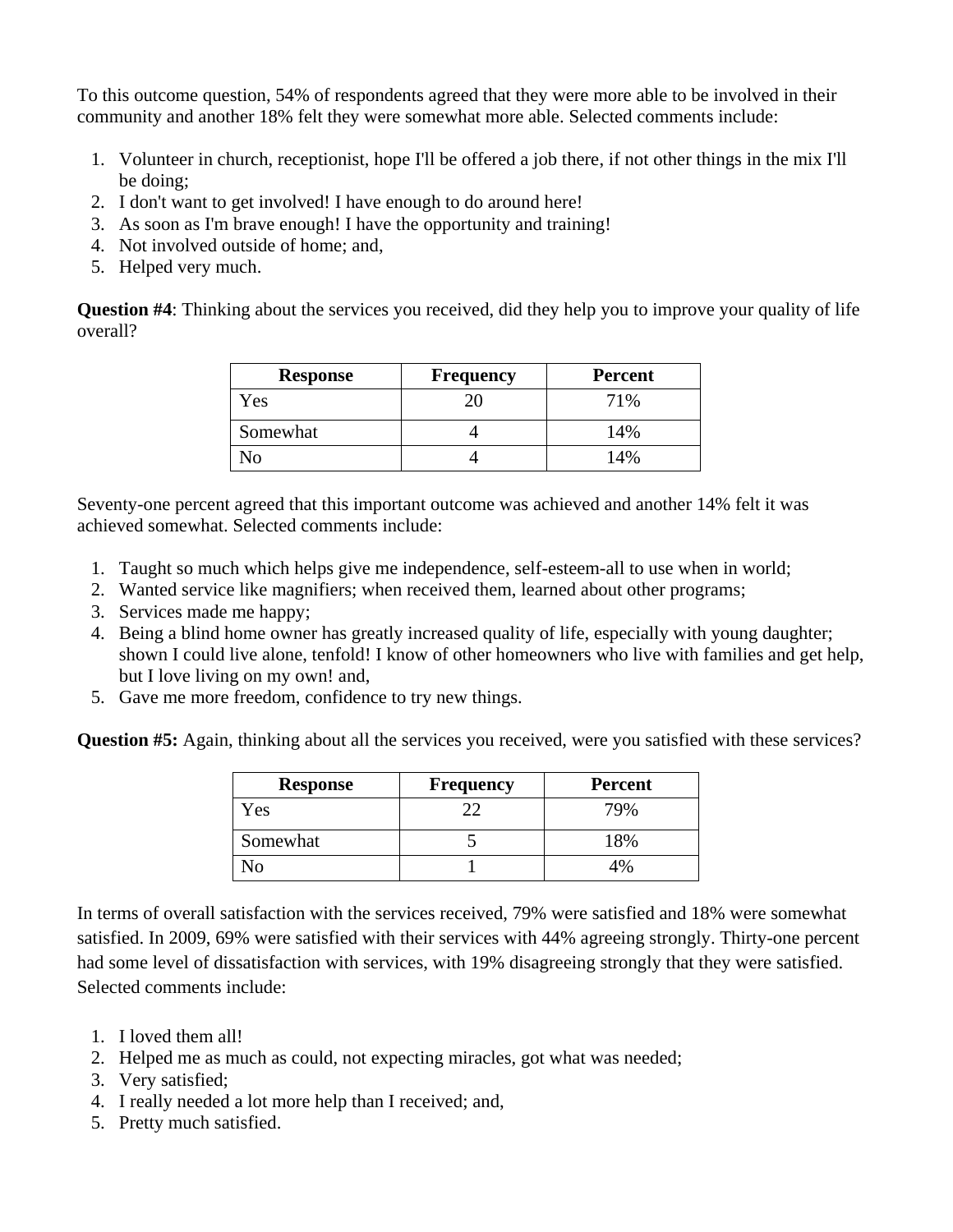To this outcome question, 54% of respondents agreed that they were more able to be involved in their community and another 18% felt they were somewhat more able. Selected comments include:

1. Volunteer in church, receptionist, hope I'll be offered a job there, if not other things in the mix I'll be doing;
2. I don't want to get involved! I have enough to do around here!
3. As soon as I'm brave enough! I have the opportunity and training!
4. Not involved outside of home; and,
5. Helped very much.

**Question #4**: Thinking about the services you received, did they help you to improve your quality of life overall?

| Response | Frequency | Percent |
|---|---|---|
| Yes | 20 | 71% |
| Somewhat | 4 | 14% |
| No | 4 | 14% |

Seventy-one percent agreed that this important outcome was achieved and another 14% felt it was achieved somewhat. Selected comments include:

1. Taught so much which helps give me independence, self-esteem-all to use when in world;
2. Wanted service like magnifiers; when received them, learned about other programs;
3. Services made me happy;
4. Being a blind home owner has greatly increased quality of life, especially with young daughter; shown I could live alone, tenfold! I know of other homeowners who live with families and get help, but I love living on my own! and,
5. Gave me more freedom, confidence to try new things.

**Question #5:** Again, thinking about all the services you received, were you satisfied with these services?

| Response | Frequency | Percent |
|---|---|---|
| Yes | 22 | 79% |
| Somewhat | 5 | 18% |
| No | 1 | 4% |

In terms of overall satisfaction with the services received, 79% were satisfied and 18% were somewhat satisfied. In 2009, 69% were satisfied with their services with 44% agreeing strongly. Thirty-one percent had some level of dissatisfaction with services, with 19% disagreeing strongly that they were satisfied. Selected comments include:

1. I loved them all!
2. Helped me as much as could, not expecting miracles, got what was needed;
3. Very satisfied;
4. I really needed a lot more help than I received; and,
5. Pretty much satisfied.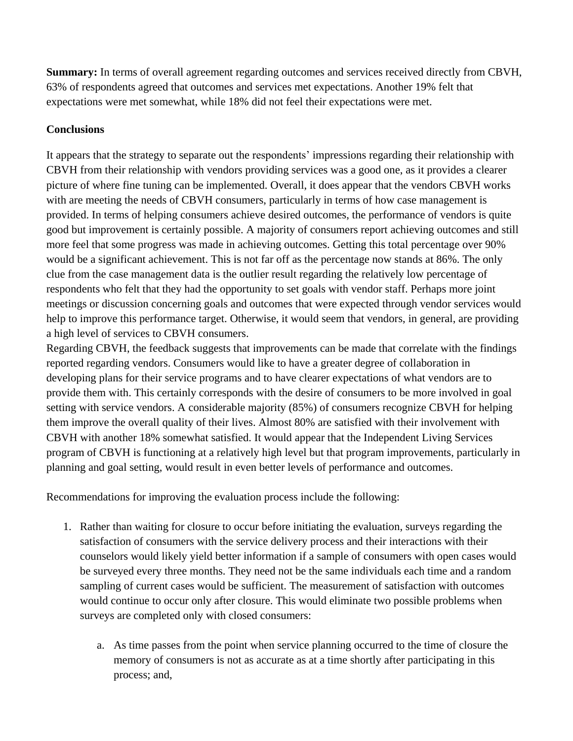**Summary:** In terms of overall agreement regarding outcomes and services received directly from CBVH, 63% of respondents agreed that outcomes and services met expectations. Another 19% felt that expectations were met somewhat, while 18% did not feel their expectations were met.

**Conclusions**

It appears that the strategy to separate out the respondents' impressions regarding their relationship with CBVH from their relationship with vendors providing services was a good one, as it provides a clearer picture of where fine tuning can be implemented. Overall, it does appear that the vendors CBVH works with are meeting the needs of CBVH consumers, particularly in terms of how case management is provided. In terms of helping consumers achieve desired outcomes, the performance of vendors is quite good but improvement is certainly possible. A majority of consumers report achieving outcomes and still more feel that some progress was made in achieving outcomes. Getting this total percentage over 90% would be a significant achievement. This is not far off as the percentage now stands at 86%. The only clue from the case management data is the outlier result regarding the relatively low percentage of respondents who felt that they had the opportunity to set goals with vendor staff. Perhaps more joint meetings or discussion concerning goals and outcomes that were expected through vendor services would help to improve this performance target. Otherwise, it would seem that vendors, in general, are providing a high level of services to CBVH consumers.

Regarding CBVH, the feedback suggests that improvements can be made that correlate with the findings reported regarding vendors. Consumers would like to have a greater degree of collaboration in developing plans for their service programs and to have clearer expectations of what vendors are to provide them with. This certainly corresponds with the desire of consumers to be more involved in goal setting with service vendors. A considerable majority (85%) of consumers recognize CBVH for helping them improve the overall quality of their lives. Almost 80% are satisfied with their involvement with CBVH with another 18% somewhat satisfied. It would appear that the Independent Living Services program of CBVH is functioning at a relatively high level but that program improvements, particularly in planning and goal setting, would result in even better levels of performance and outcomes.

Recommendations for improving the evaluation process include the following:

1. Rather than waiting for closure to occur before initiating the evaluation, surveys regarding the satisfaction of consumers with the service delivery process and their interactions with their counselors would likely yield better information if a sample of consumers with open cases would be surveyed every three months. They need not be the same individuals each time and a random sampling of current cases would be sufficient. The measurement of satisfaction with outcomes would continue to occur only after closure. This would eliminate two possible problems when surveys are completed only with closed consumers:

    a. As time passes from the point when service planning occurred to the time of closure the memory of consumers is not as accurate as at a time shortly after participating in this process; and,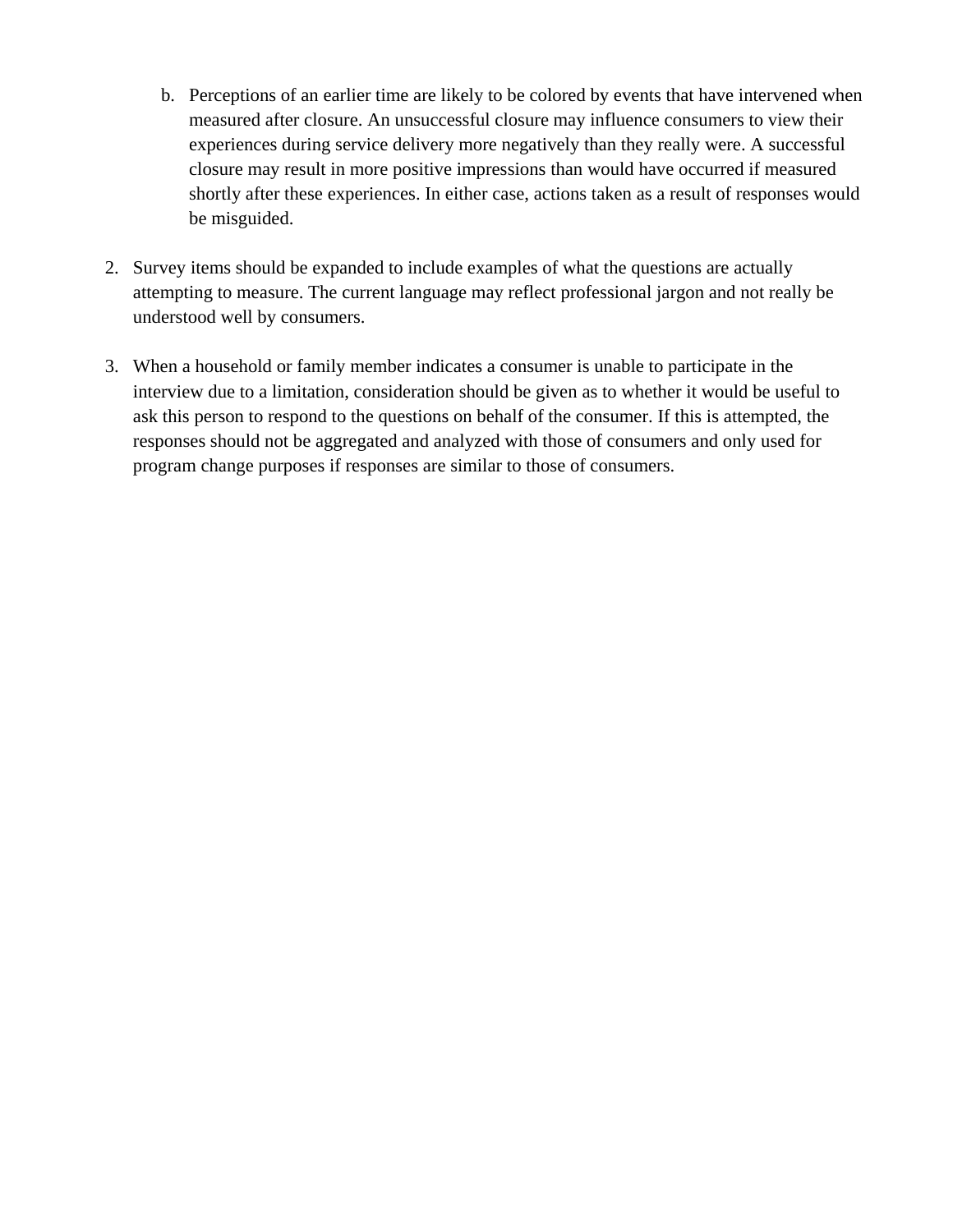b. Perceptions of an earlier time are likely to be colored by events that have intervened when measured after closure. An unsuccessful closure may influence consumers to view their experiences during service delivery more negatively than they really were. A successful closure may result in more positive impressions than would have occurred if measured shortly after these experiences. In either case, actions taken as a result of responses would be misguided.

2. Survey items should be expanded to include examples of what the questions are actually attempting to measure. The current language may reflect professional jargon and not really be understood well by consumers.

3. When a household or family member indicates a consumer is unable to participate in the interview due to a limitation, consideration should be given as to whether it would be useful to ask this person to respond to the questions on behalf of the consumer. If this is attempted, the responses should not be aggregated and analyzed with those of consumers and only used for program change purposes if responses are similar to those of consumers.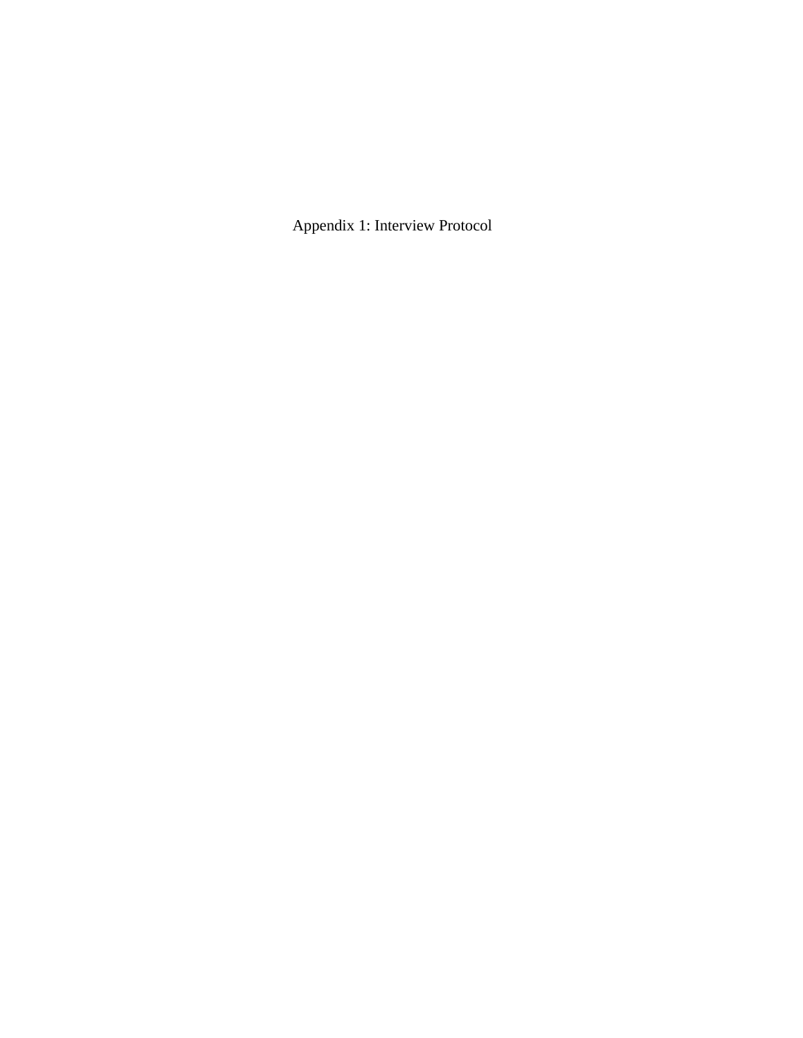# Appendix 1: Interview Protocol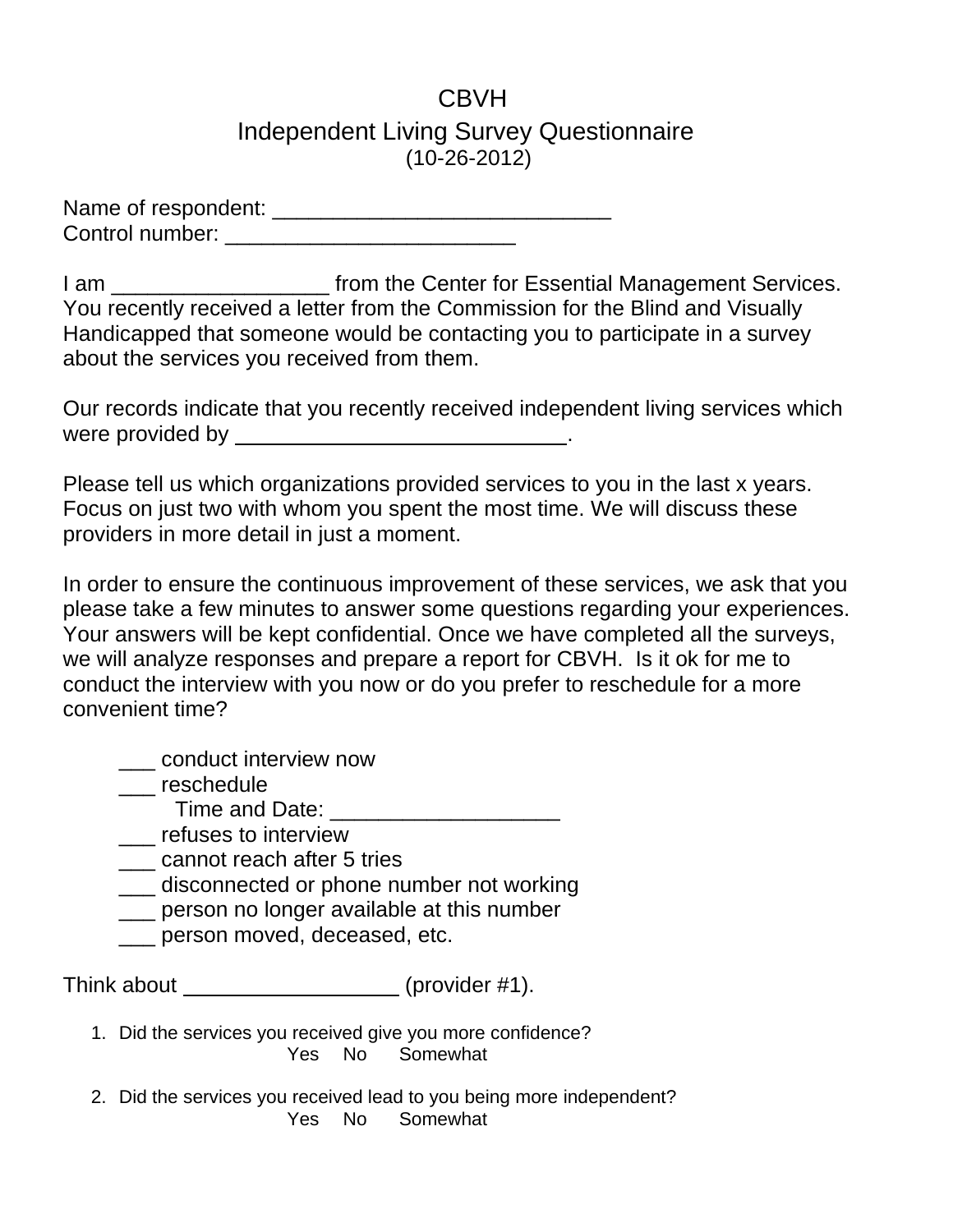# CBVH

## Independent Living Survey Questionnaire

(10-26-2012)

Name of respondent: ____________________________
Control number: ________________________

I am __________________ from the Center for Essential Management Services. You recently received a letter from the Commission for the Blind and Visually Handicapped that someone would be contacting you to participate in a survey about the services you received from them.

Our records indicate that you recently received independent living services which were provided by ____________________________.

Please tell us which organizations provided services to you in the last x years. Focus on just two with whom you spent the most time. We will discuss these providers in more detail in just a moment.

In order to ensure the continuous improvement of these services, we ask that you please take a few minutes to answer some questions regarding your experiences. Your answers will be kept confidential. Once we have completed all the surveys, we will analyze responses and prepare a report for CBVH. Is it ok for me to conduct the interview with you now or do you prefer to reschedule for a more convenient time?

- ___ conduct interview now
- ___ reschedule
  - Time and Date: ___________________
- ___ refuses to interview
- ___ cannot reach after 5 tries
- ___ disconnected or phone number not working
- ___ person no longer available at this number
- ___ person moved, deceased, etc.

Think about __________________ (provider #1).

1. Did the services you received give you more confidence?
   Yes No Somewhat

2. Did the services you received lead to you being more independent?
   Yes No Somewhat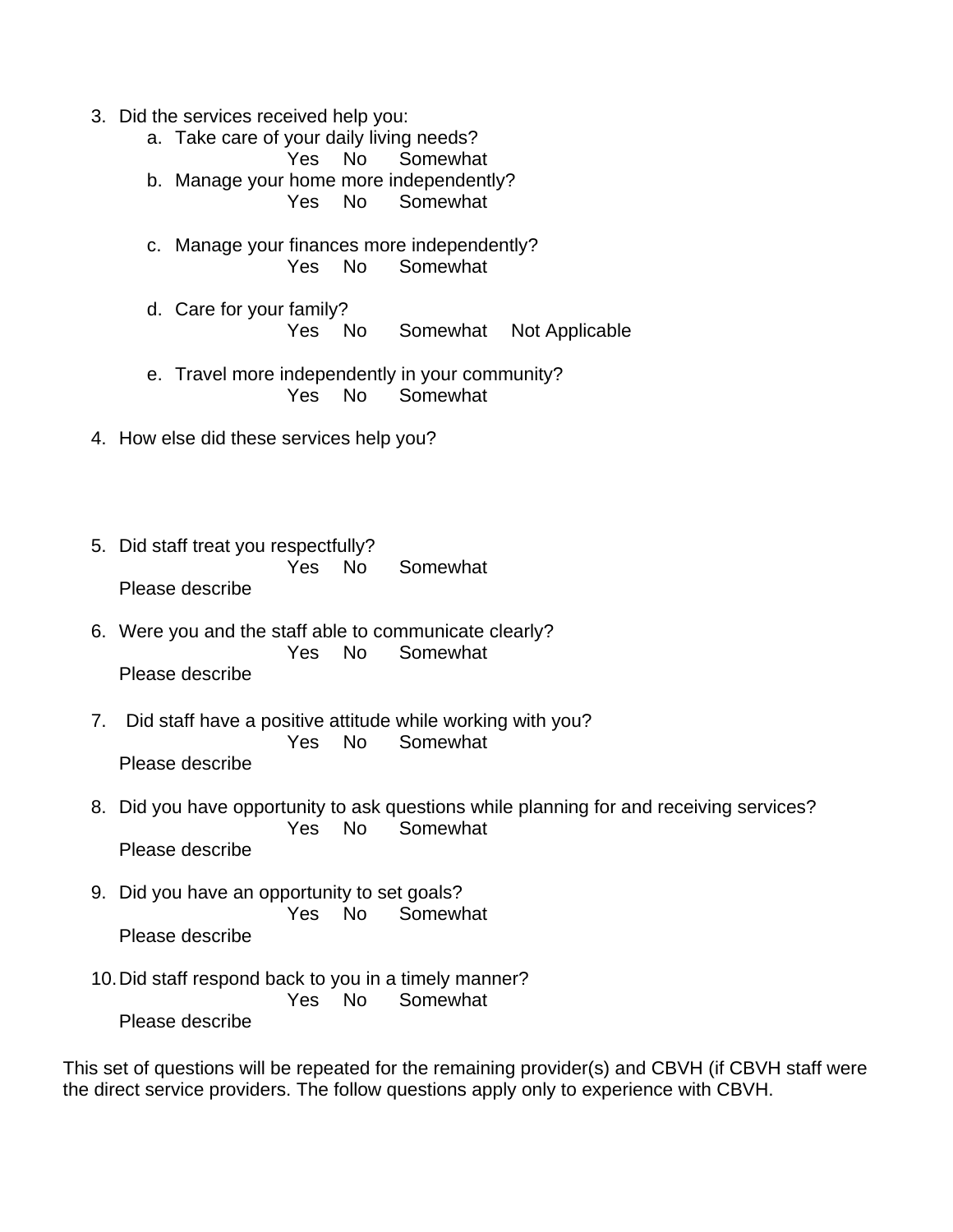3. Did the services received help you:
    a. Take care of your daily living needs?
       Yes No Somewhat
    b. Manage your home more independently?
       Yes No Somewhat

    c. Manage your finances more independently?
       Yes No Somewhat

    d. Care for your family?
       Yes No Somewhat Not Applicable

    e. Travel more independently in your community?
       Yes No Somewhat

4. How else did these services help you?

5. Did staff treat you respectfully?
   Yes No Somewhat
   Please describe

6. Were you and the staff able to communicate clearly?
   Yes No Somewhat
   Please describe

7. Did staff have a positive attitude while working with you?
   Yes No Somewhat
   Please describe

8. Did you have opportunity to ask questions while planning for and receiving services?
   Yes No Somewhat
   Please describe

9. Did you have an opportunity to set goals?
   Yes No Somewhat
   Please describe

10. Did staff respond back to you in a timely manner?
    Yes No Somewhat
    Please describe

This set of questions will be repeated for the remaining provider(s) and CBVH (if CBVH staff were the direct service providers. The follow questions apply only to experience with CBVH.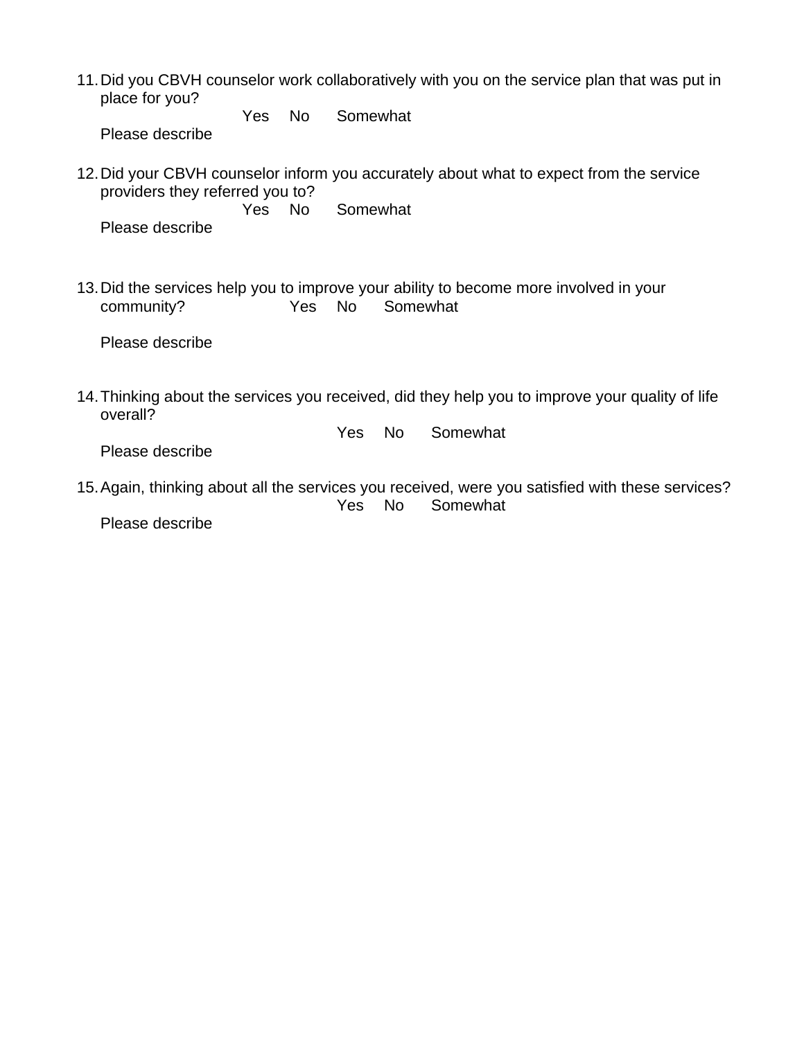11. Did you CBVH counselor work collaboratively with you on the service plan that was put in place for you?

    Yes No Somewhat

    Please describe

12. Did your CBVH counselor inform you accurately about what to expect from the service providers they referred you to?

    Yes No Somewhat

    Please describe

13. Did the services help you to improve your ability to become more involved in your community? Yes No Somewhat

    Please describe

14. Thinking about the services you received, did they help you to improve your quality of life overall?

    Yes No Somewhat

    Please describe

15. Again, thinking about all the services you received, were you satisfied with these services?

    Yes No Somewhat

    Please describe